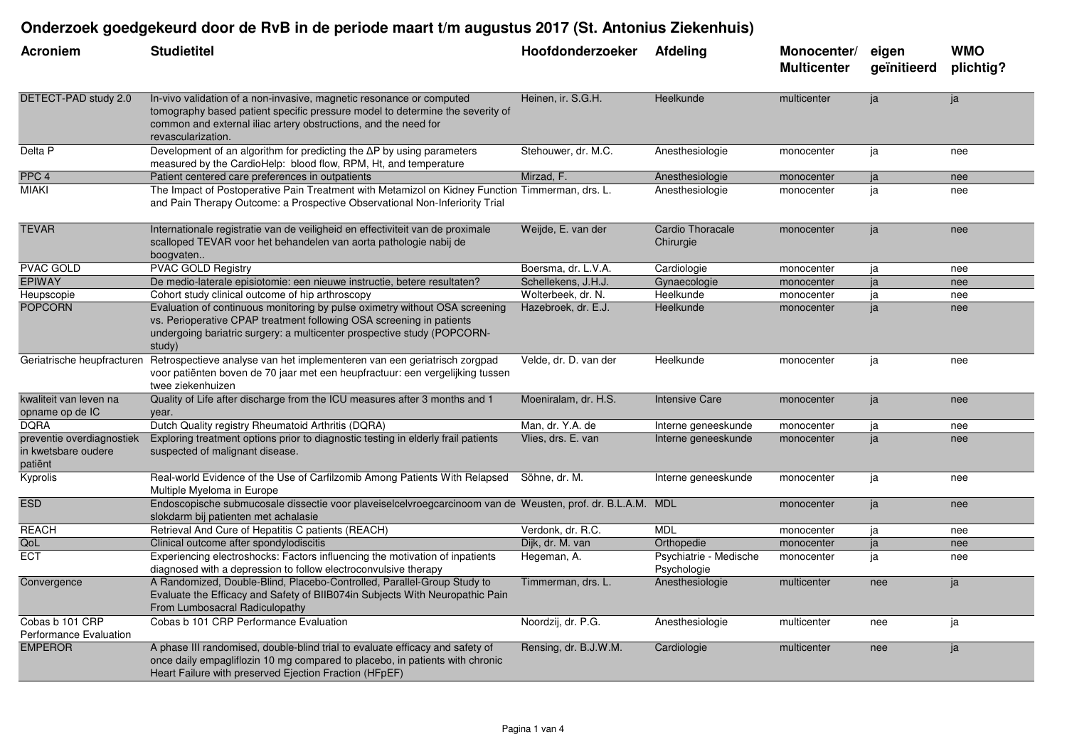# Onderzoek goedgekeurd door de RvB in de periode maart t/m augustus 2017 (St. Antonius Ziekenhuis)

| Acroniem | Studietitel | Hoofdonderzoeker | Afdeling | Monocenter/ Multicenter | eigen geïnitieerd | WMO plichtig? |
|---|---|---|---|---|---|---|
| DETECT-PAD study 2.0 | In-vivo validation of a non-invasive, magnetic resonance or computed tomography based patient specific pressure model to determine the severity of common and external iliac artery obstructions, and the need for revascularization. | Heinen, ir. S.G.H. | Heelkunde | multicenter | ja | ja |
| Delta P | Development of an algorithm for predicting the ΔP by using parameters measured by the CardioHelp: blood flow, RPM, Ht, and temperature | Stehouwer, dr. M.C. | Anesthesiologie | monocenter | ja | nee |
| PPC 4 | Patient centered care preferences in outpatients | Mirzad, F. | Anesthesiologie | monocenter | ja | nee |
| MIAKI | The Impact of Postoperative Pain Treatment with Metamizol on Kidney Function and Pain Therapy Outcome: a Prospective Observational Non-Inferiority Trial | Timmerman, drs. L. | Anesthesiologie | monocenter | ja | nee |
| TEVAR | Internationale registratie van de veiligheid en effectiviteit van de proximale scalloped TEVAR voor het behandelen van aorta pathologie nabij de boogvaten.. | Weijde, E. van der | Cardio Thoracale Chirurgie | monocenter | ja | nee |
| PVAC GOLD | PVAC GOLD Registry | Boersma, dr. L.V.A. | Cardiologie | monocenter | ja | nee |
| EPIWAY | De medio-laterale episiotomie: een nieuwe instructie, betere resultaten? | Schellekens, J.H.J. | Gynaecologie | monocenter | ja | nee |
| Heupscopie | Cohort study clinical outcome of hip arthroscopy | Wolterbeek, dr. N. | Heelkunde | monocenter | ja | nee |
| POPCORN | Evaluation of continuous monitoring by pulse oximetry without OSA screening vs. Perioperative CPAP treatment following OSA screening in patients undergoing bariatric surgery: a multicenter prospective study (POPCORN-study) | Hazebroek, dr. E.J. | Heelkunde | monocenter | ja | nee |
| Geriatrische heupfracturen | Retrospectieve analyse van het implementeren van een geriatrisch zorgpad voor patiënten boven de 70 jaar met een heupfractuur: een vergelijking tussen twee ziekenhuizen | Velde, dr. D. van der | Heelkunde | monocenter | ja | nee |
| kwaliteit van leven na opname op de IC | Quality of Life after discharge from the ICU measures after 3 months and 1 year. | Moeniralam, dr. H.S. | Intensive Care | monocenter | ja | nee |
| DQRA | Dutch Quality registry Rheumatoid Arthritis (DQRA) | Man, dr. Y.A. de | Interne geneeskunde | monocenter | ja | nee |
| preventie overdiagnostiek in kwetsbare oudere patiënt | Exploring treatment options prior to diagnostic testing in elderly frail patients suspected of malignant disease. | Vlies, drs. E. van | Interne geneeskunde | monocenter | ja | nee |
| Kyprolis | Real-world Evidence of the Use of Carfilzomib Among Patients With Relapsed Multiple Myeloma in Europe | Söhne, dr. M. | Interne geneeskunde | monocenter | ja | nee |
| ESD | Endoscopische submucosale dissectie voor plaveiselcelvroegcarcinoom van de slokdarm bij patienten met achalasie | Weusten, prof. dr. B.L.A.M. | MDL | monocenter | ja | nee |
| REACH | Retrieval And Cure of Hepatitis C patients (REACH) | Verdonk, dr. R.C. | MDL | monocenter | ja | nee |
| QoL | Clinical outcome after spondylodiscitis | Dijk, dr. M. van | Orthopedie | monocenter | ja | nee |
| ECT | Experiencing electroshocks: Factors influencing the motivation of inpatients diagnosed with a depression to follow electroconvulsive therapy | Hegeman, A. | Psychiatrie - Medische Psychologie | monocenter | ja | nee |
| Convergence | A Randomized, Double-Blind, Placebo-Controlled, Parallel-Group Study to Evaluate the Efficacy and Safety of BIIB074in Subjects With Neuropathic Pain From Lumbosacral Radiculopathy | Timmerman, drs. L. | Anesthesiologie | multicenter | nee | ja |
| Cobas b 101 CRP Performance Evaluation | Cobas b 101 CRP Performance Evaluation | Noordzij, dr. P.G. | Anesthesiologie | multicenter | nee | ja |
| EMPEROR | A phase III randomised, double-blind trial to evaluate efficacy and safety of once daily empagliflozin 10 mg compared to placebo, in patients with chronic Heart Failure with preserved Ejection Fraction (HFpEF) | Rensing, dr. B.J.W.M. | Cardiologie | multicenter | nee | ja |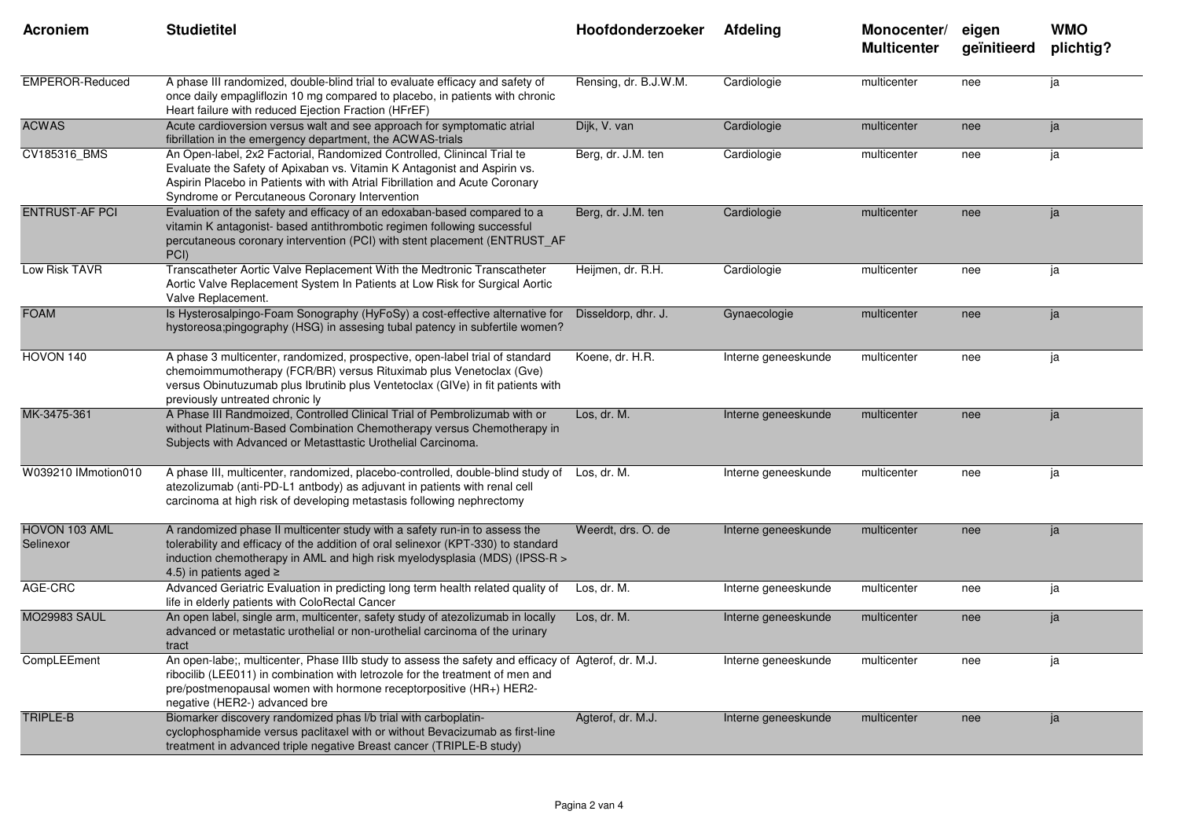| Acroniem | Studietitel | Hoofdonderzoeker | Afdeling | Monocenter/ Multicenter | eigen geïnitieerd | WMO plichtig? |
|---|---|---|---|---|---|---|
| EMPEROR-Reduced | A phase III randomized, double-blind trial to evaluate efficacy and safety of once daily empagliflozin 10 mg compared to placebo, in patients with chronic Heart failure with reduced Ejection Fraction (HFrEF) | Rensing, dr. B.J.W.M. | Cardiologie | multicenter | nee | ja |
| ACWAS | Acute cardioversion versus walt and see approach for symptomatic atrial fibrillation in the emergency department, the ACWAS-trials | Dijk, V. van | Cardiologie | multicenter | nee | ja |
| CV185316_BMS | An Open-label, 2x2 Factorial, Randomized Controlled, Clinincal Trial te Evaluate the Safety of Apixaban vs. Vitamin K Antagonist and Aspirin vs. Aspirin Placebo in Patients with with Atrial Fibrillation and Acute Coronary Syndrome or Percutaneous Coronary Intervention | Berg, dr. J.M. ten | Cardiologie | multicenter | nee | ja |
| ENTRUST-AF PCI | Evaluation of the safety and efficacy of an edoxaban-based compared to a vitamin K antagonist- based antithrombotic regimen following successful percutaneous coronary intervention (PCI) with stent placement (ENTRUST_AF PCI) | Berg, dr. J.M. ten | Cardiologie | multicenter | nee | ja |
| Low Risk TAVR | Transcatheter Aortic Valve Replacement With the Medtronic Transcatheter Aortic Valve Replacement System In Patients at Low Risk for Surgical Aortic Valve Replacement. | Heijmen, dr. R.H. | Cardiologie | multicenter | nee | ja |
| FOAM | Is Hysterosalpingo-Foam Sonography (HyFoSy) a cost-effective alternative for hystoreosa;pingography (HSG) in assesing tubal patency in subfertile women? | Disseldorp, dhr. J. | Gynaecologie | multicenter | nee | ja |
| HOVON 140 | A phase 3 multicenter, randomized, prospective, open-label trial of standard chemoimmumotherapy (FCR/BR) versus Rituximab plus Venetoclax (Gve) versus Obinutuzumab plus Ibrutinib plus Ventetoclax (GIVe) in fit patients with previously untreated chronic ly | Koene, dr. H.R. | Interne geneeskunde | multicenter | nee | ja |
| MK-3475-361 | A Phase III Randmoized, Controlled Clinical Trial of Pembrolizumab with or without Platinum-Based Combination Chemotherapy versus Chemotherapy in Subjects with Advanced or Metasttastic Urothelial Carcinoma. | Los, dr. M. | Interne geneeskunde | multicenter | nee | ja |
| W039210 IMmotion010 | A phase III, multicenter, randomized, placebo-controlled, double-blind study of atezolizumab (anti-PD-L1 antbody) as adjuvant in patients with renal cell carcinoma at high risk of developing metastasis following nephrectomy | Los, dr. M. | Interne geneeskunde | multicenter | nee | ja |
| HOVON 103 AML Selinexor | A randomized phase II multicenter study with a safety run-in to assess the tolerability and efficacy of the addition of oral selinexor (KPT-330) to standard induction chemotherapy in AML and high risk myelodysplasia (MDS) (IPSS-R > 4.5) in patients aged ≥ | Weerdt, drs. O. de | Interne geneeskunde | multicenter | nee | ja |
| AGE-CRC | Advanced Geriatric Evaluation in predicting long term health related quality of life in elderly patients with ColoRectal Cancer | Los, dr. M. | Interne geneeskunde | multicenter | nee | ja |
| MO29983 SAUL | An open label, single arm, multicenter, safety study of atezolizumab in locally advanced or metastatic urothelial or non-urothelial carcinoma of the urinary tract | Los, dr. M. | Interne geneeskunde | multicenter | nee | ja |
| CompLEEment | An open-labe;, multicenter, Phase IIIb study to assess the safety and efficacy of ribocilib (LEE011) in combination with letrozole for the treatment of men and pre/postmenopausal women with hormone receptorpositive (HR+) HER2-negative (HER2-) advanced bre | Agterof, dr. M.J. | Interne geneeskunde | multicenter | nee | ja |
| TRIPLE-B | Biomarker discovery randomized phas I/b trial with carboplatin-cyclophosphamide versus paclitaxel with or without Bevacizumab as first-line treatment in advanced triple negative Breast cancer (TRIPLE-B study) | Agterof, dr. M.J. | Interne geneeskunde | multicenter | nee | ja |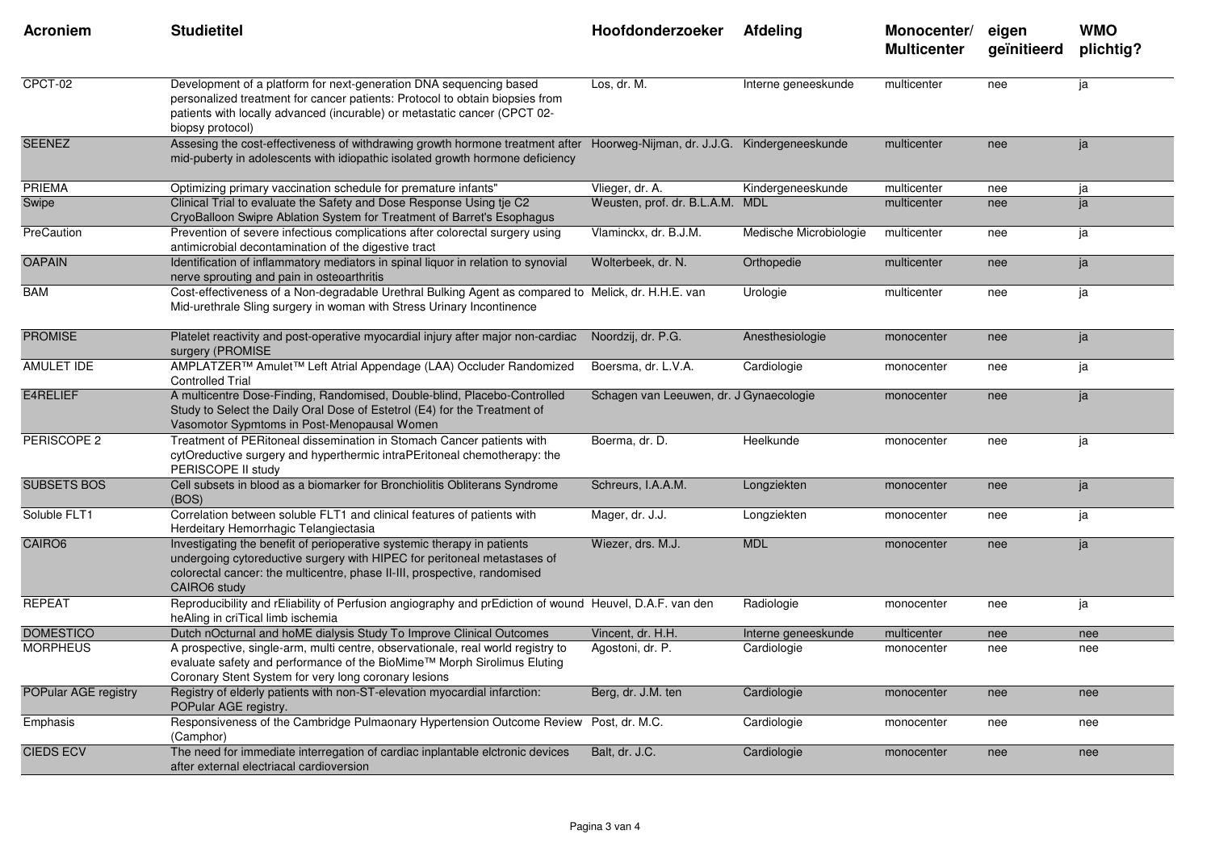| Acroniem | Studietitel | Hoofdonderzoeker | Afdeling | Monocenter/ Multicenter | eigen geïnitieerd | WMO plichtig? |
|---|---|---|---|---|---|---|
| CPCT-02 | Development of a platform for next-generation DNA sequencing based personalized treatment for cancer patients: Protocol to obtain biopsies from patients with locally advanced (incurable) or metastatic cancer (CPCT 02-biopsy protocol) | Los, dr. M. | Interne geneeskunde | multicenter | nee | ja |
| SEENEZ | Assesing the cost-effectiveness of withdrawing growth hormone treatment after mid-puberty in adolescents with idiopathic isolated growth hormone deficiency | Hoorweg-Nijman, dr. J.J.G. | Kindergeneeskunde | multicenter | nee | ja |
| PRIEMA | Optimizing primary vaccination schedule for premature infants" | Vlieger, dr. A. | Kindergeneeskunde | multicenter | nee | ja |
| Swipe | Clinical Trial to evaluate the Safety and Dose Response Using tje C2 CryoBalloon Swipre Ablation System for Treatment of Barret's Esophagus | Weusten, prof. dr. B.L.A.M. | MDL | multicenter | nee | ja |
| PreCaution | Prevention of severe infectious complications after colorectal surgery using antimicrobial decontamination of the digestive tract | Vlaminckx, dr. B.J.M. | Medische Microbiologie | multicenter | nee | ja |
| OAPAIN | Identification of inflammatory mediators in spinal liquor in relation to synovial nerve sprouting and pain in osteoarthritis | Wolterbeek, dr. N. | Orthopedie | multicenter | nee | ja |
| BAM | Cost-effectiveness of a Non-degradable Urethral Bulking Agent as compared to Mid-urethrale Sling surgery in woman with Stress Urinary Incontinence | Melick, dr. H.H.E. van | Urologie | multicenter | nee | ja |
| PROMISE | Platelet reactivity and post-operative myocardial injury after major non-cardiac surgery (PROMISE | Noordzij, dr. P.G. | Anesthesiologie | monocenter | nee | ja |
| AMULET IDE | AMPLATZER™ Amulet™ Left Atrial Appendage (LAA) Occluder Randomized Controlled Trial | Boersma, dr. L.V.A. | Cardiologie | monocenter | nee | ja |
| E4RELIEF | A multicentre Dose-Finding, Randomised, Double-blind, Placebo-Controlled Study to Select the Daily Oral Dose of Estetrol (E4) for the Treatment of Vasomotor Sypmtoms in Post-Menopausal Women | Schagen van Leeuwen, dr. J | Gynaecologie | monocenter | nee | ja |
| PERISCOPE 2 | Treatment of PERitoneal dissemination in Stomach Cancer patients with cytOreductive surgery and hyperthermic intraPEritoneal chemotherapy: the PERISCOPE II study | Boerma, dr. D. | Heelkunde | monocenter | nee | ja |
| SUBSETS BOS | Cell subsets in blood as a biomarker for Bronchiolitis Obliterans Syndrome (BOS) | Schreurs, I.A.A.M. | Longziekten | monocenter | nee | ja |
| Soluble FLT1 | Correlation between soluble FLT1 and clinical features of patients with Herdeitary Hemorrhagic Telangiectasia | Mager, dr. J.J. | Longziekten | monocenter | nee | ja |
| CAIRO6 | Investigating the benefit of perioperative systemic therapy in patients undergoing cytoreductive surgery with HIPEC for peritoneal metastases of colorectal cancer: the multicentre, phase II-III, prospective, randomised CAIRO6 study | Wiezer, drs. M.J. | MDL | monocenter | nee | ja |
| REPEAT | Reproducibility and rEliability of Perfusion angiography and prEdiction of wound heAling in criTical limb ischemia | Heuvel, D.A.F. van den | Radiologie | monocenter | nee | ja |
| DOMESTICO | Dutch nOcturnal and hoME dialysis Study To Improve Clinical Outcomes | Vincent, dr. H.H. | Interne geneeskunde | multicenter | nee | nee |
| MORPHEUS | A prospective, single-arm, multi centre, observationale, real world registry to evaluate safety and performance of the BioMime™ Morph Sirolimus Eluting Coronary Stent System for very long coronary lesions | Agostoni, dr. P. | Cardiologie | monocenter | nee | nee |
| POPular AGE registry | Registry of elderly patients with non-ST-elevation myocardial infarction: POPular AGE registry. | Berg, dr. J.M. ten | Cardiologie | monocenter | nee | nee |
| Emphasis | Responsiveness of the Cambridge Pulmaonary Hypertension Outcome Review (Camphor) | Post, dr. M.C. | Cardiologie | monocenter | nee | nee |
| CIEDS ECV | The need for immediate interregation of cardiac inplantable elctronic devices after external electriacal cardioversion | Balt, dr. J.C. | Cardiologie | monocenter | nee | nee |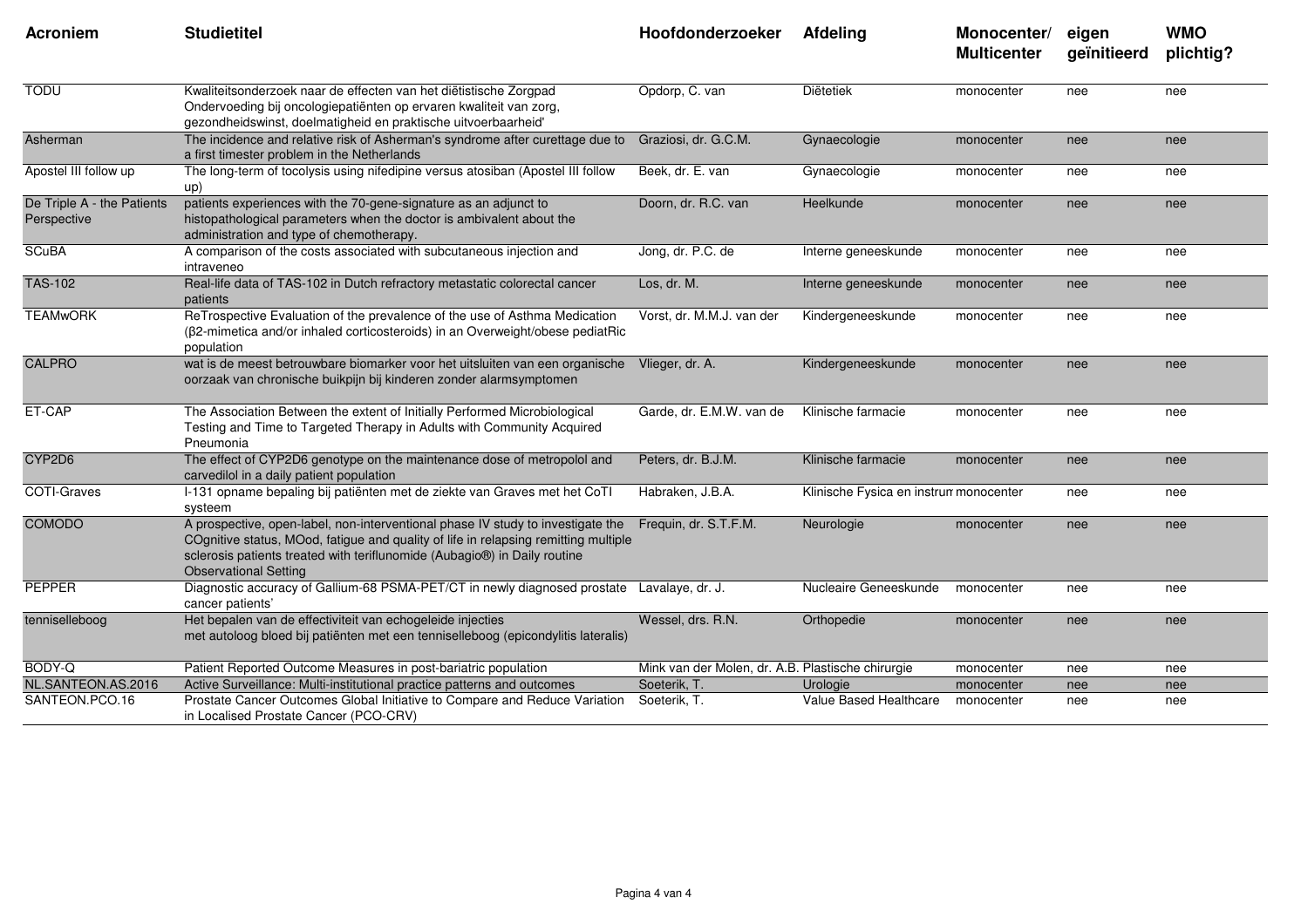| Acroniem | Studietitel | Hoofdonderzoeker | Afdeling | Monocenter/ Multicenter | eigen geïnitieerd | WMO plichtig? |
|---|---|---|---|---|---|---|
| TODU | Kwaliteitsonderzoek naar de effecten van het diëtistische Zorgpad Ondervoeding bij oncologiepatiënten op ervaren kwaliteit van zorg, gezondheidswinst, doelmatigheid en praktische uitvoerbaarheid' | Opdorp, C. van | Diëtetiek | monocenter | nee | nee |
| Asherman | The incidence and relative risk of Asherman's syndrome after curettage due to a first timester problem in the Netherlands | Graziosi, dr. G.C.M. | Gynaecologie | monocenter | nee | nee |
| Apostel III follow up | The long-term of tocolysis using nifedipine versus atosiban (Apostel III follow up) | Beek, dr. E. van | Gynaecologie | monocenter | nee | nee |
| De Triple A - the Patients Perspective | patients experiences with the 70-gene-signature as an adjunct to histopathological parameters when the doctor is ambivalent about the administration and type of chemotherapy. | Doorn, dr. R.C. van | Heelkunde | monocenter | nee | nee |
| SCuBA | A comparison of the costs associated with subcutaneous injection and intraveneo | Jong, dr. P.C. de | Interne geneeskunde | monocenter | nee | nee |
| TAS-102 | Real-life data of TAS-102 in Dutch refractory metastatic colorectal cancer patients | Los, dr. M. | Interne geneeskunde | monocenter | nee | nee |
| TEAMwORK | ReTrospective Evaluation of the prevalence of the use of Asthma Medication (β2-mimetica and/or inhaled corticosteroids) in an Overweight/obese pediatRic population | Vorst, dr. M.M.J. van der | Kindergeneeskunde | monocenter | nee | nee |
| CALPRO | wat is de meest betrouwbare biomarker voor het uitsluiten van een organische oorzaak van chronische buikpijn bij kinderen zonder alarmsymptomen | Vlieger, dr. A. | Kindergeneeskunde | monocenter | nee | nee |
| ET-CAP | The Association Between the extent of Initially Performed Microbiological Testing and Time to Targeted Therapy in Adults with Community Acquired Pneumonia | Garde, dr. E.M.W. van de | Klinische farmacie | monocenter | nee | nee |
| CYP2D6 | The effect of CYP2D6 genotype on the maintenance dose of metropolol and carvedilol in a daily patient population | Peters, dr. B.J.M. | Klinische farmacie | monocenter | nee | nee |
| COTI-Graves | I-131 opname bepaling bij patiënten met de ziekte van Graves met het CoTI systeem | Habraken, J.B.A. | Klinische Fysica en instrum | monocenter | nee | nee |
| COMODO | A prospective, open-label, non-interventional phase IV study to investigate the COgnitive status, MOod, fatigue and quality of life in relapsing remitting multiple sclerosis patients treated with teriflunomide (Aubagio®) in Daily routine Observational Setting | Frequin, dr. S.T.F.M. | Neurologie | monocenter | nee | nee |
| PEPPER | Diagnostic accuracy of Gallium-68 PSMA-PET/CT in newly diagnosed prostate cancer patients' | Lavalaye, dr. J. | Nucleaire Geneeskunde | monocenter | nee | nee |
| tenniselleboog | Het bepalen van de effectiviteit van echogeleide injecties met autoloog bloed bij patiënten met een tenniselleboog (epicondylitis lateralis) | Wessel, drs. R.N. | Orthopedie | monocenter | nee | nee |
| BODY-Q | Patient Reported Outcome Measures in post-bariatric population | Mink van der Molen, dr. A.B. | Plastische chirurgie | monocenter | nee | nee |
| NL.SANTEON.AS.2016 | Active Surveillance: Multi-institutional practice patterns and outcomes | Soeterik, T. | Urologie | monocenter | nee | nee |
| SANTEON.PCO.16 | Prostate Cancer Outcomes Global Initiative to Compare and Reduce Variation in Localised Prostate Cancer (PCO-CRV) | Soeterik, T. | Value Based Healthcare | monocenter | nee | nee |